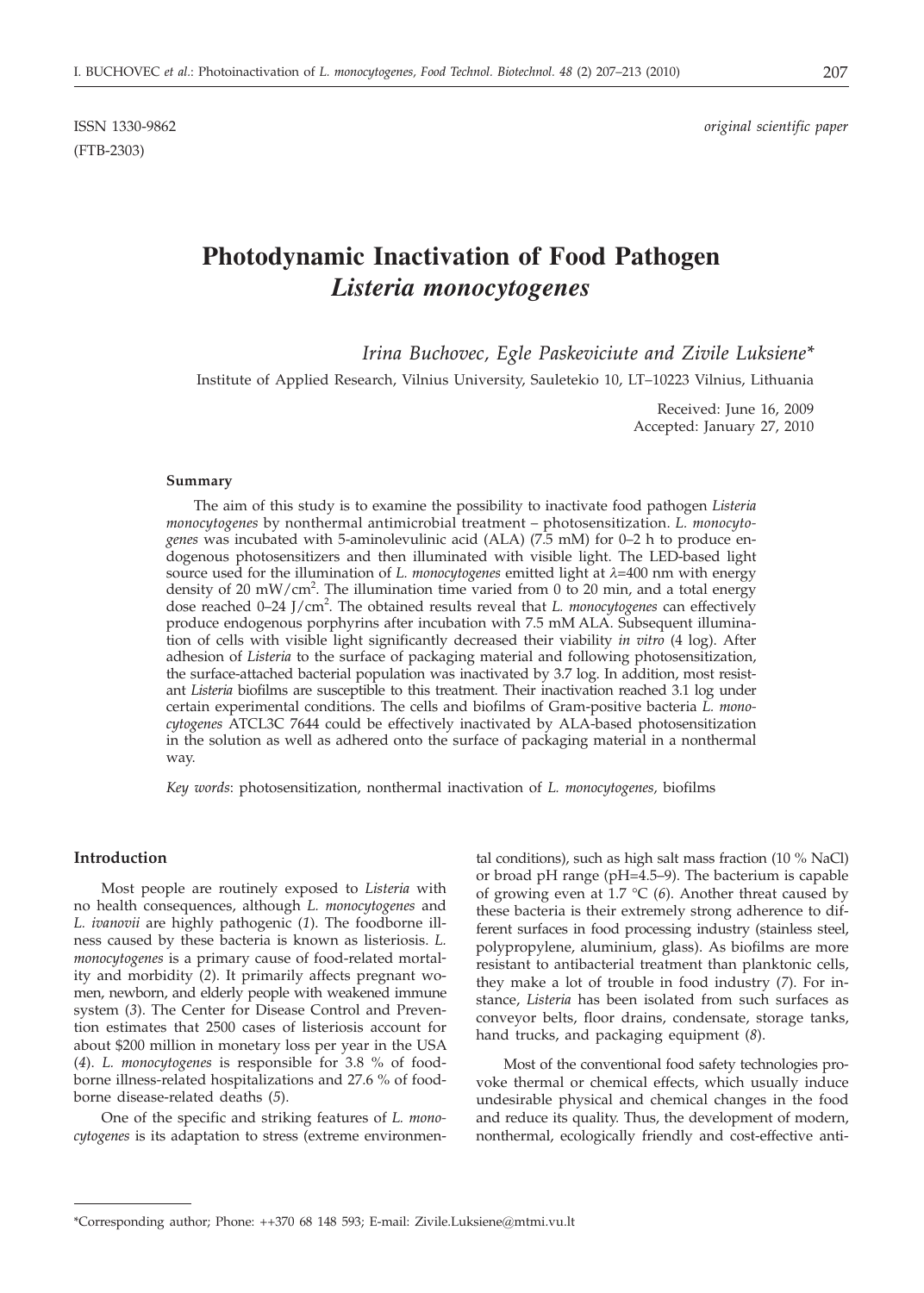ISSN 1330-9862 *original scientific paper*
(FTB-2303)

# Photodynamic Inactivation of Food Pathogen *Listeria monocytogenes*

*Irina Buchovec, Egle Paskeviciute and Zivile Luksiene\**

Institute of Applied Research, Vilnius University, Sauletekio 10, LT–10223 Vilnius, Lithuania

Received: June 16, 2009
Accepted: January 27, 2010

### Summary

The aim of this study is to examine the possibility to inactivate food pathogen *Listeria monocytogenes* by nonthermal antimicrobial treatment – photosensitization. *L. monocytogenes* was incubated with 5-aminolevulinic acid (ALA) (7.5 mM) for 0–2 h to produce endogenous photosensitizers and then illuminated with visible light. The LED-based light source used for the illumination of *L. monocytogenes* emitted light at $\lambda$=400 nm with energy density of 20 mW/cm$^2$. The illumination time varied from 0 to 20 min, and a total energy dose reached 0–24 J/cm$^2$. The obtained results reveal that *L. monocytogenes* can effectively produce endogenous porphyrins after incubation with 7.5 mM ALA. Subsequent illumination of cells with visible light significantly decreased their viability *in vitro* (4 log). After adhesion of *Listeria* to the surface of packaging material and following photosensitization, the surface-attached bacterial population was inactivated by 3.7 log. In addition, most resistant *Listeria* biofilms are susceptible to this treatment. Their inactivation reached 3.1 log under certain experimental conditions. The cells and biofilms of Gram-positive bacteria *L. monocytogenes* ATCL3C 7644 could be effectively inactivated by ALA-based photosensitization in the solution as well as adhered onto the surface of packaging material in a nonthermal way.

*Key words*: photosensitization, nonthermal inactivation of *L. monocytogenes*, biofilms

## Introduction

Most people are routinely exposed to *Listeria* with no health consequences, although *L. monocytogenes* and *L. ivanovii* are highly pathogenic (*1*). The foodborne illness caused by these bacteria is known as listeriosis. *L. monocytogenes* is a primary cause of food-related mortality and morbidity (*2*). It primarily affects pregnant women, newborn, and elderly people with weakened immune system (*3*). The Center for Disease Control and Prevention estimates that 2500 cases of listeriosis account for about \$200 million in monetary loss per year in the USA (*4*). *L. monocytogenes* is responsible for 3.8 % of foodborne illness-related hospitalizations and 27.6 % of foodborne disease-related deaths (*5*).

One of the specific and striking features of *L. monocytogenes* is its adaptation to stress (extreme environmental conditions), such as high salt mass fraction (10 % NaCl) or broad pH range (pH=4.5–9). The bacterium is capable of growing even at 1.7 °C (*6*). Another threat caused by these bacteria is their extremely strong adherence to different surfaces in food processing industry (stainless steel, polypropylene, aluminium, glass). As biofilms are more resistant to antibacterial treatment than planktonic cells, they make a lot of trouble in food industry (*7*). For instance, *Listeria* has been isolated from such surfaces as conveyor belts, floor drains, condensate, storage tanks, hand trucks, and packaging equipment (*8*).

Most of the conventional food safety technologies provoke thermal or chemical effects, which usually induce undesirable physical and chemical changes in the food and reduce its quality. Thus, the development of modern, nonthermal, ecologically friendly and cost-effective anti-

\*Corresponding author; Phone: ++370 68 148 593; E-mail: Zivile.Luksiene@mtmi.vu.lt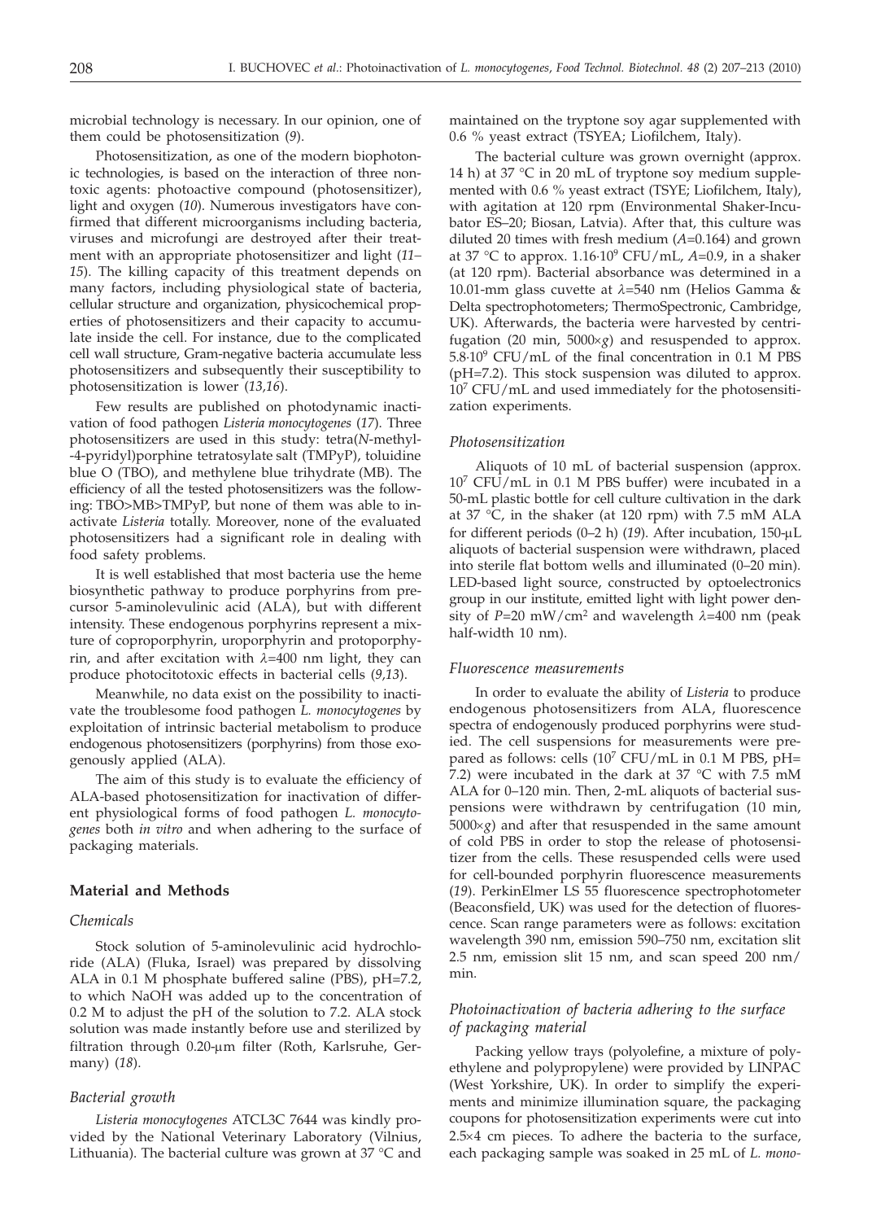microbial technology is necessary. In our opinion, one of them could be photosensitization (*9*).

Photosensitization, as one of the modern biophotonic technologies, is based on the interaction of three nontoxic agents: photoactive compound (photosensitizer), light and oxygen (*10*). Numerous investigators have confirmed that different microorganisms including bacteria, viruses and microfungi are destroyed after their treatment with an appropriate photosensitizer and light (*11–15*). The killing capacity of this treatment depends on many factors, including physiological state of bacteria, cellular structure and organization, physicochemical properties of photosensitizers and their capacity to accumulate inside the cell. For instance, due to the complicated cell wall structure, Gram-negative bacteria accumulate less photosensitizers and subsequently their susceptibility to photosensitization is lower (*13,16*).

Few results are published on photodynamic inactivation of food pathogen *Listeria monocytogenes* (*17*). Three photosensitizers are used in this study: tetra(*N*-methyl-4-pyridyl)porphine tetratosylate salt (TMPyP), toluidine blue O (TBO), and methylene blue trihydrate (MB). The efficiency of all the tested photosensitizers was the following: TBO>MB>TMPyP, but none of them was able to inactivate *Listeria* totally. Moreover, none of the evaluated photosensitizers had a significant role in dealing with food safety problems.

It is well established that most bacteria use the heme biosynthetic pathway to produce porphyrins from precursor 5-aminolevulinic acid (ALA), but with different intensity. These endogenous porphyrins represent a mixture of coproporphyrin, uroporphyrin and protoporphyrin, and after excitation with $\lambda$=400 nm light, they can produce photocitotoxic effects in bacterial cells (*9,13*).

Meanwhile, no data exist on the possibility to inactivate the troublesome food pathogen *L. monocytogenes* by exploitation of intrinsic bacterial metabolism to produce endogenous photosensitizers (porphyrins) from those exogenously applied (ALA).

The aim of this study is to evaluate the efficiency of ALA-based photosensitization for inactivation of different physiological forms of food pathogen *L. monocytogenes* both *in vitro* and when adhering to the surface of packaging materials.

## Material and Methods

### Chemicals

Stock solution of 5-aminolevulinic acid hydrochloride (ALA) (Fluka, Israel) was prepared by dissolving ALA in 0.1 M phosphate buffered saline (PBS), pH=7.2, to which NaOH was added up to the concentration of 0.2 M to adjust the pH of the solution to 7.2. ALA stock solution was made instantly before use and sterilized by filtration through 0.20-μm filter (Roth, Karlsruhe, Germany) (*18*).

### Bacterial growth

*Listeria monocytogenes* ATCL3C 7644 was kindly provided by the National Veterinary Laboratory (Vilnius, Lithuania). The bacterial culture was grown at 37 °C and maintained on the tryptone soy agar supplemented with 0.6 % yeast extract (TSYEA; Liofilchem, Italy).

The bacterial culture was grown overnight (approx. 14 h) at 37 °C in 20 mL of tryptone soy medium supplemented with 0.6 % yeast extract (TSYE; Liofilchem, Italy), with agitation at 120 rpm (Environmental Shaker-Incubator ES–20; Biosan, Latvia). After that, this culture was diluted 20 times with fresh medium (*A*=0.164) and grown at 37 °C to approx. $1.16\cdot10^9$ CFU/mL, *A*=0.9, in a shaker (at 120 rpm). Bacterial absorbance was determined in a 10.01-mm glass cuvette at $\lambda$=540 nm (Helios Gamma & Delta spectrophotometers; ThermoSpectronic, Cambridge, UK). Afterwards, the bacteria were harvested by centrifugation (20 min, 5000×*g*) and resuspended to approx. $5.8\cdot10^9$ CFU/mL of the final concentration in 0.1 M PBS (pH=7.2). This stock suspension was diluted to approx. $10^7$ CFU/mL and used immediately for the photosensitization experiments.

### Photosensitization

Aliquots of 10 mL of bacterial suspension (approx. $10^7$ CFU/mL in 0.1 M PBS buffer) were incubated in a 50-mL plastic bottle for cell culture cultivation in the dark at 37 °C, in the shaker (at 120 rpm) with 7.5 mM ALA for different periods (0–2 h) (*19*). After incubation, 150-μL aliquots of bacterial suspension were withdrawn, placed into sterile flat bottom wells and illuminated (0–20 min). LED-based light source, constructed by optoelectronics group in our institute, emitted light with light power density of *P*=20 mW/cm² and wavelength $\lambda$=400 nm (peak half-width 10 nm).

### Fluorescence measurements

In order to evaluate the ability of *Listeria* to produce endogenous photosensitizers from ALA, fluorescence spectra of endogenously produced porphyrins were studied. The cell suspensions for measurements were prepared as follows: cells ($10^7$ CFU/mL in 0.1 M PBS, pH=7.2) were incubated in the dark at 37 °C with 7.5 mM ALA for 0–120 min. Then, 2-mL aliquots of bacterial suspensions were withdrawn by centrifugation (10 min, 5000×*g*) and after that resuspended in the same amount of cold PBS in order to stop the release of photosensitizer from the cells. These resuspended cells were used for cell-bounded porphyrin fluorescence measurements (*19*). PerkinElmer LS 55 fluorescence spectrophotometer (Beaconsfield, UK) was used for the detection of fluorescence. Scan range parameters were as follows: excitation wavelength 390 nm, emission 590–750 nm, excitation slit 2.5 nm, emission slit 15 nm, and scan speed 200 nm/min.

### Photoinactivation of bacteria adhering to the surface of packaging material

Packing yellow trays (polyolefine, a mixture of polyethylene and polypropylene) were provided by LINPAC (West Yorkshire, UK). In order to simplify the experiments and minimize illumination square, the packaging coupons for photosensitization experiments were cut into 2.5×4 cm pieces. To adhere the bacteria to the surface, each packaging sample was soaked in 25 mL of *L. mono-*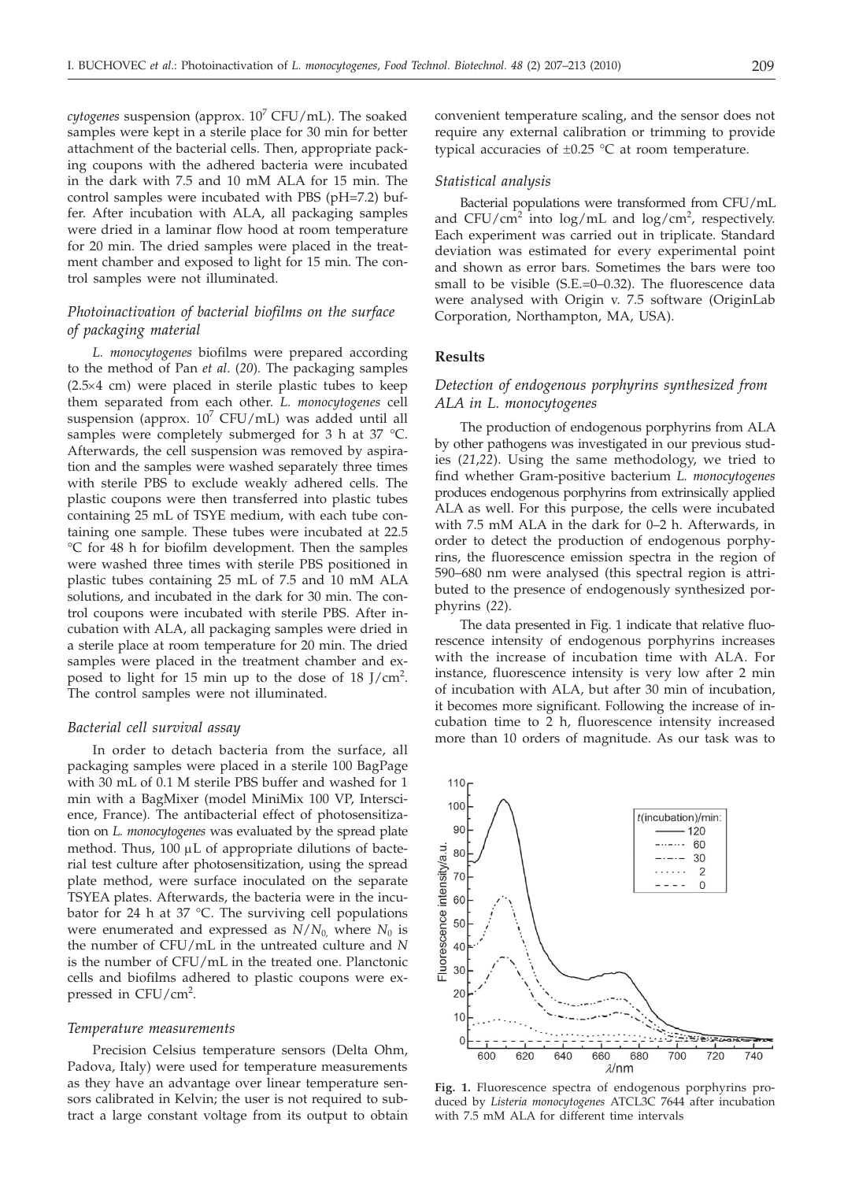*cytogenes* suspension (approx. $10^7$ CFU/mL). The soaked samples were kept in a sterile place for 30 min for better attachment of the bacterial cells. Then, appropriate packing coupons with the adhered bacteria were incubated in the dark with 7.5 and 10 mM ALA for 15 min. The control samples were incubated with PBS (pH=7.2) buffer. After incubation with ALA, all packaging samples were dried in a laminar flow hood at room temperature for 20 min. The dried samples were placed in the treatment chamber and exposed to light for 15 min. The control samples were not illuminated.

### *Photoinactivation of bacterial biofilms on the surface of packaging material*

*L. monocytogenes* biofilms were prepared according to the method of Pan *et al*. (*20*). The packaging samples (2.5×4 cm) were placed in sterile plastic tubes to keep them separated from each other. *L. monocytogenes* cell suspension (approx. $10^7$ CFU/mL) was added until all samples were completely submerged for 3 h at 37 °C. Afterwards, the cell suspension was removed by aspiration and the samples were washed separately three times with sterile PBS to exclude weakly adhered cells. The plastic coupons were then transferred into plastic tubes containing 25 mL of TSYE medium, with each tube containing one sample. These tubes were incubated at 22.5 °C for 48 h for biofilm development. Then the samples were washed three times with sterile PBS positioned in plastic tubes containing 25 mL of 7.5 and 10 mM ALA solutions, and incubated in the dark for 30 min. The control coupons were incubated with sterile PBS. After incubation with ALA, all packaging samples were dried in a sterile place at room temperature for 20 min. The dried samples were placed in the treatment chamber and exposed to light for 15 min up to the dose of 18 J/cm$^2$. The control samples were not illuminated.

### *Bacterial cell survival assay*

In order to detach bacteria from the surface, all packaging samples were placed in a sterile 100 BagPage with 30 mL of 0.1 M sterile PBS buffer and washed for 1 min with a BagMixer (model MiniMix 100 VP, Interscience, France). The antibacterial effect of photosensitization on *L. monocytogenes* was evaluated by the spread plate method. Thus, 100 µL of appropriate dilutions of bacterial test culture after photosensitization, using the spread plate method, were surface inoculated on the separate TSYEA plates. Afterwards, the bacteria were in the incubator for 24 h at 37 °C. The surviving cell populations were enumerated and expressed as $N/N_0$, where $N_0$ is the number of CFU/mL in the untreated culture and $N$ is the number of CFU/mL in the treated one. Planctonic cells and biofilms adhered to plastic coupons were expressed in CFU/cm$^2$.

### *Temperature measurements*

Precision Celsius temperature sensors (Delta Ohm, Padova, Italy) were used for temperature measurements as they have an advantage over linear temperature sensors calibrated in Kelvin; the user is not required to subtract a large constant voltage from its output to obtain convenient temperature scaling, and the sensor does not require any external calibration or trimming to provide typical accuracies of ±0.25 °C at room temperature.

### *Statistical analysis*

Bacterial populations were transformed from CFU/mL and CFU/cm$^2$ into log/mL and log/cm$^2$, respectively. Each experiment was carried out in triplicate. Standard deviation was estimated for every experimental point and shown as error bars. Sometimes the bars were too small to be visible (S.E.=0–0.32). The fluorescence data were analysed with Origin v. 7.5 software (OriginLab Corporation, Northampton, MA, USA).

## Results

### *Detection of endogenous porphyrins synthesized from ALA in L. monocytogenes*

The production of endogenous porphyrins from ALA by other pathogens was investigated in our previous studies (*21,22*). Using the same methodology, we tried to find whether Gram-positive bacterium *L. monocytogenes* produces endogenous porphyrins from extrinsically applied ALA as well. For this purpose, the cells were incubated with 7.5 mM ALA in the dark for 0–2 h. Afterwards, in order to detect the production of endogenous porphyrins, the fluorescence emission spectra in the region of 590–680 nm were analysed (this spectral region is attributed to the presence of endogenously synthesized porphyrins (*22*).

The data presented in Fig. 1 indicate that relative fluorescence intensity of endogenous porphyrins increases with the increase of incubation time with ALA. For instance, fluorescence intensity is very low after 2 min of incubation with ALA, but after 30 min of incubation, it becomes more significant. Following the increase of incubation time to 2 h, fluorescence intensity increased more than 10 orders of magnitude. As our task was to

**Fig. 1.** Fluorescence spectra of endogenous porphyrins produced by *Listeria monocytogenes* ATCL3C 7644 after incubation with 7.5 mM ALA for different time intervals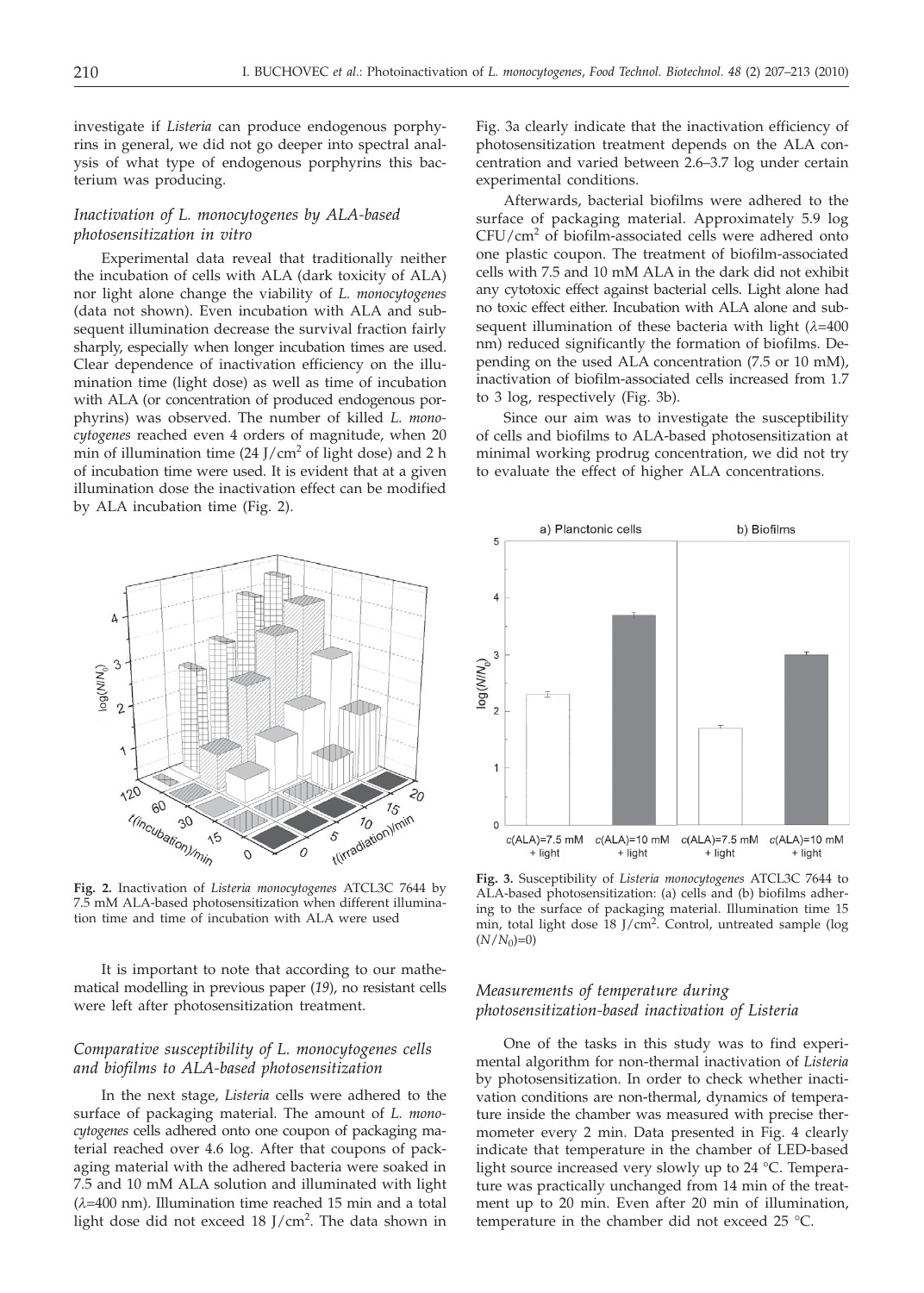investigate if *Listeria* can produce endogenous porphyrins in general, we did not go deeper into spectral analysis of what type of endogenous porphyrins this bacterium was producing.

### *Inactivation of L. monocytogenes by ALA-based photosensitization in vitro*

Experimental data reveal that traditionally neither the incubation of cells with ALA (dark toxicity of ALA) nor light alone change the viability of *L. monocytogenes* (data not shown). Even incubation with ALA and subsequent illumination decrease the survival fraction fairly sharply, especially when longer incubation times are used. Clear dependence of inactivation efficiency on the illumination time (light dose) as well as time of incubation with ALA (or concentration of produced endogenous porphyrins) was observed. The number of killed *L. monocytogenes* reached even 4 orders of magnitude, when 20 min of illumination time (24 J/cm$^2$ of light dose) and 2 h of incubation time were used. It is evident that at a given illumination dose the inactivation effect can be modified by ALA incubation time (Fig. 2).

**Fig. 2.** Inactivation of *Listeria monocytogenes* ATCL3C 7644 by 7.5 mM ALA-based photosensitization when different illumination time and time of incubation with ALA were used

It is important to note that according to our mathematical modelling in previous paper (*19*), no resistant cells were left after photosensitization treatment.

### *Comparative susceptibility of L. monocytogenes cells and biofilms to ALA-based photosensitization*

In the next stage, *Listeria* cells were adhered to the surface of packaging material. The amount of *L. monocytogenes* cells adhered onto one coupon of packaging material reached over 4.6 log. After that coupons of packaging material with the adhered bacteria were soaked in 7.5 and 10 mM ALA solution and illuminated with light ($\lambda$=400 nm). Illumination time reached 15 min and a total light dose did not exceed 18 J/cm$^2$. The data shown in Fig. 3a clearly indicate that the inactivation efficiency of photosensitization treatment depends on the ALA concentration and varied between 2.6–3.7 log under certain experimental conditions.

Afterwards, bacterial biofilms were adhered to the surface of packaging material. Approximately 5.9 log CFU/cm$^2$ of biofilm-associated cells were adhered onto one plastic coupon. The treatment of biofilm-associated cells with 7.5 and 10 mM ALA in the dark did not exhibit any cytotoxic effect against bacterial cells. Light alone had no toxic effect either. Incubation with ALA alone and subsequent illumination of these bacteria with light ($\lambda$=400 nm) reduced significantly the formation of biofilms. Depending on the used ALA concentration (7.5 or 10 mM), inactivation of biofilm-associated cells increased from 1.7 to 3 log, respectively (Fig. 3b).

Since our aim was to investigate the susceptibility of cells and biofilms to ALA-based photosensitization at minimal working prodrug concentration, we did not try to evaluate the effect of higher ALA concentrations.

**Fig. 3.** Susceptibility of *Listeria monocytogenes* ATCL3C 7644 to ALA-based photosensitization: (a) cells and (b) biofilms adhering to the surface of packaging material. Illumination time 15 min, total light dose 18 J/cm$^2$. Control, untreated sample (log $(N/N_0)$=0)

### *Measurements of temperature during photosensitization-based inactivation of Listeria*

One of the tasks in this study was to find experimental algorithm for non-thermal inactivation of *Listeria* by photosensitization. In order to check whether inactivation conditions are non-thermal, dynamics of temperature inside the chamber was measured with precise thermometer every 2 min. Data presented in Fig. 4 clearly indicate that temperature in the chamber of LED-based light source increased very slowly up to 24 °C. Temperature was practically unchanged from 14 min of the treatment up to 20 min. Even after 20 min of illumination, temperature in the chamber did not exceed 25 °C.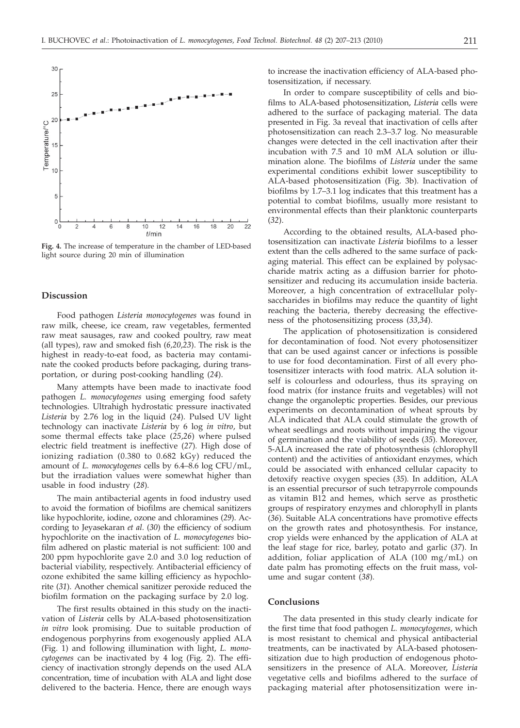**Fig. 4.** The increase of temperature in the chamber of LED-based light source during 20 min of illumination

to increase the inactivation efficiency of ALA-based photosensitization, if necessary.

In order to compare susceptibility of cells and biofilms to ALA-based photosensitization, *Listeria* cells were adhered to the surface of packaging material. The data presented in Fig. 3a reveal that inactivation of cells after photosensitization can reach 2.3–3.7 log. No measurable changes were detected in the cell inactivation after their incubation with 7.5 and 10 mM ALA solution or illumination alone. The biofilms of *Listeria* under the same experimental conditions exhibit lower susceptibility to ALA-based photosensitization (Fig. 3b). Inactivation of biofilms by 1.7–3.1 log indicates that this treatment has a potential to combat biofilms, usually more resistant to environmental effects than their planktonic counterparts (*32*).

According to the obtained results, ALA-based photosensitization can inactivate *Listeria* biofilms to a lesser extent than the cells adhered to the same surface of packaging material. This effect can be explained by polysaccharide matrix acting as a diffusion barrier for photosensitizer and reducing its accumulation inside bacteria. Moreover, a high concentration of extracellular polysaccharides in biofilms may reduce the quantity of light reaching the bacteria, thereby decreasing the effectiveness of the photosensitizing process (*33,34*).

The application of photosensitization is considered for decontamination of food. Not every photosensitizer that can be used against cancer or infections is possible to use for food decontamination. First of all every photosensitizer interacts with food matrix. ALA solution itself is colourless and odourless, thus its spraying on food matrix (for instance fruits and vegetables) will not change the organoleptic properties. Besides, our previous experiments on decontamination of wheat sprouts by ALA indicated that ALA could stimulate the growth of wheat seedlings and roots without impairing the vigour of germination and the viability of seeds (*35*). Moreover, 5-ALA increased the rate of photosynthesis (chlorophyll content) and the activities of antioxidant enzymes, which could be associated with enhanced cellular capacity to detoxify reactive oxygen species (*35*). In addition, ALA is an essential precursor of such tetrapyrrole compounds as vitamin B12 and hemes, which serve as prosthetic groups of respiratory enzymes and chlorophyll in plants (*36*). Suitable ALA concentrations have promotive effects on the growth rates and photosynthesis. For instance, crop yields were enhanced by the application of ALA at the leaf stage for rice, barley, potato and garlic (*37*). In addition, foliar application of ALA (100 mg/mL) on date palm has promoting effects on the fruit mass, volume and sugar content (*38*).

## Discussion

Food pathogen *Listeria monocytogenes* was found in raw milk, cheese, ice cream, raw vegetables, fermented raw meat sausages, raw and cooked poultry, raw meat (all types), raw and smoked fish (*6,20,23*). The risk is the highest in ready-to-eat food, as bacteria may contaminate the cooked products before packaging, during transportation, or during post-cooking handling (*24*).

Many attempts have been made to inactivate food pathogen *L. monocytogenes* using emerging food safety technologies. Ultrahigh hydrostatic pressure inactivated *Listeria* by 2.76 log in the liquid (*24*). Pulsed UV light technology can inactivate *Listeria* by 6 log *in vitro*, but some thermal effects take place (*25,26*) where pulsed electric field treatment is ineffective (*27*). High dose of ionizing radiation (0.380 to 0.682 kGy) reduced the amount of *L. monocytogenes* cells by 6.4–8.6 log CFU/mL, but the irradiation values were somewhat higher than usable in food industry (*28*).

The main antibacterial agents in food industry used to avoid the formation of biofilms are chemical sanitizers like hypochlorite, iodine, ozone and chloramines (*29*). According to Jeyasekaran *et al*. (*30*) the efficiency of sodium hypochlorite on the inactivation of *L. monocytogenes* biofilm adhered on plastic material is not sufficient: 100 and 200 ppm hypochlorite gave 2.0 and 3.0 log reduction of bacterial viability, respectively. Antibacterial efficiency of ozone exhibited the same killing efficiency as hypochlorite (*31*). Another chemical sanitizer peroxide reduced the biofilm formation on the packaging surface by 2.0 log.

The first results obtained in this study on the inactivation of *Listeria* cells by ALA-based photosensitization *in vitro* look promising. Due to suitable production of endogenous porphyrins from exogenously applied ALA (Fig. 1) and following illumination with light, *L. monocytogenes* can be inactivated by 4 log (Fig. 2). The efficiency of inactivation strongly depends on the used ALA concentration, time of incubation with ALA and light dose delivered to the bacteria. Hence, there are enough ways

## Conclusions

The data presented in this study clearly indicate for the first time that food pathogen *L. monocytogenes*, which is most resistant to chemical and physical antibacterial treatments, can be inactivated by ALA-based photosensitization due to high production of endogenous photosensitizers in the presence of ALA. Moreover, *Listeria* vegetative cells and biofilms adhered to the surface of packaging material after photosensitization were in-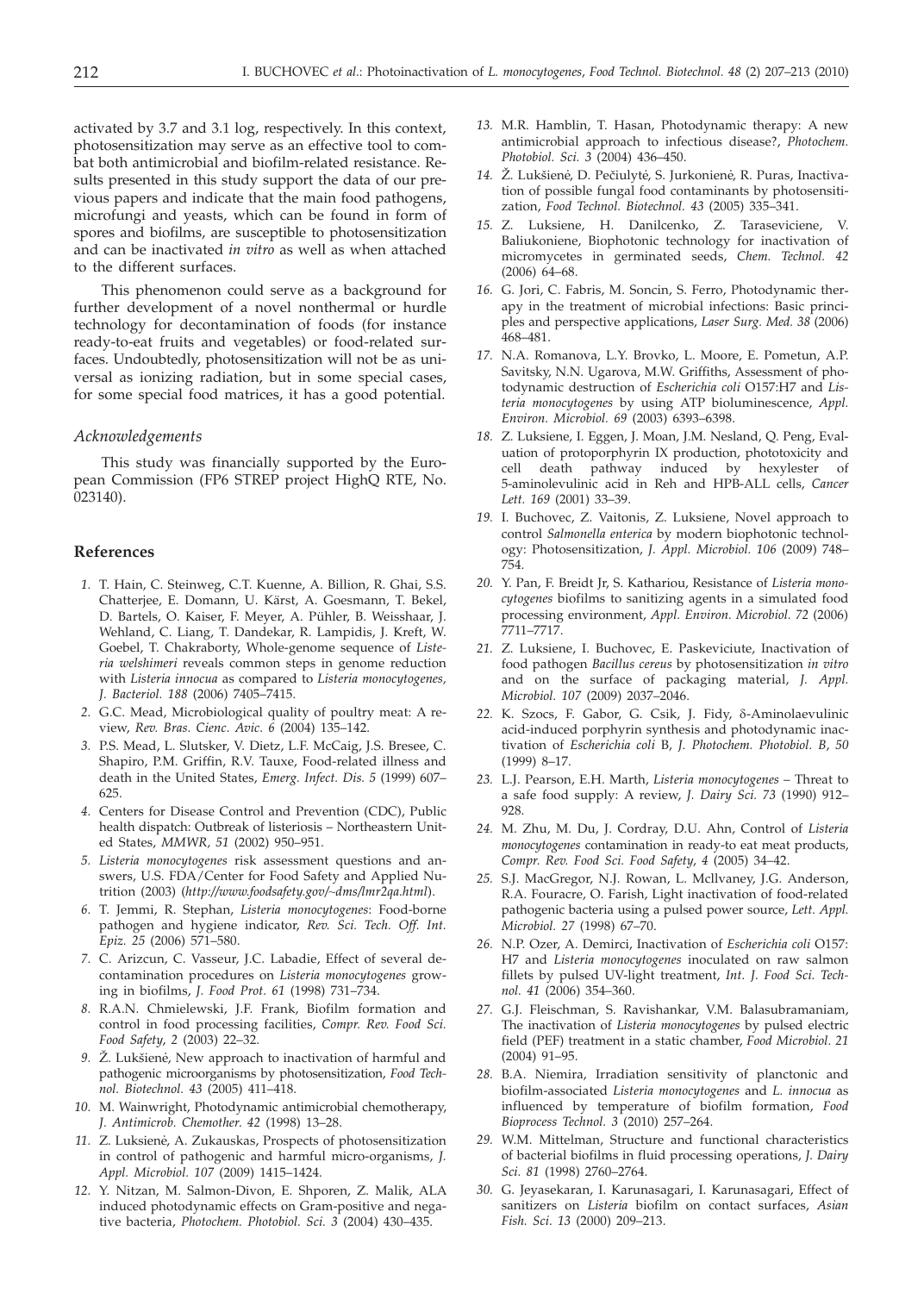activated by 3.7 and 3.1 log, respectively. In this context, photosensitization may serve as an effective tool to combat both antimicrobial and biofilm-related resistance. Results presented in this study support the data of our previous papers and indicate that the main food pathogens, microfungi and yeasts, which can be found in form of spores and biofilms, are susceptible to photosensitization and can be inactivated *in vitro* as well as when attached to the different surfaces.

This phenomenon could serve as a background for further development of a novel nonthermal or hurdle technology for decontamination of foods (for instance ready-to-eat fruits and vegetables) or food-related surfaces. Undoubtedly, photosensitization will not be as universal as ionizing radiation, but in some special cases, for some special food matrices, it has a good potential.

### *Acknowledgements*

This study was financially supported by the European Commission (FP6 STREP project HighQ RTE, No. 023140).

## References

1. T. Hain, C. Steinweg, C.T. Kuenne, A. Billion, R. Ghai, S.S. Chatterjee, E. Domann, U. Kärst, A. Goesmann, T. Bekel, D. Bartels, O. Kaiser, F. Meyer, A. Pühler, B. Weisshaar, J. Wehland, C. Liang, T. Dandekar, R. Lampidis, J. Kreft, W. Goebel, T. Chakraborty, Whole-genome sequence of *Listeria welshimeri* reveals common steps in genome reduction with *Listeria innocua* as compared to *Listeria monocytogenes*, *J. Bacteriol. 188* (2006) 7405–7415.
2. G.C. Mead, Microbiological quality of poultry meat: A review, *Rev. Bras. Cienc. Avic. 6* (2004) 135–142.
3. P.S. Mead, L. Slutsker, V. Dietz, L.F. McCaig, J.S. Bresee, C. Shapiro, P.M. Griffin, R.V. Tauxe, Food-related illness and death in the United States, *Emerg. Infect. Dis. 5* (1999) 607–625.
4. Centers for Disease Control and Prevention (CDC), Public health dispatch: Outbreak of listeriosis – Northeastern United States, *MMWR, 51* (2002) 950–951.
5. *Listeria monocytogenes* risk assessment questions and answers, U.S. FDA/Center for Food Safety and Applied Nutrition (2003) (*http://www.foodsafety.gov/~dms/lmr2qa.html*).
6. T. Jemmi, R. Stephan, *Listeria monocytogenes*: Food-borne pathogen and hygiene indicator, *Rev. Sci. Tech. Off. Int. Epiz. 25* (2006) 571–580.
7. C. Arizcun, C. Vasseur, J.C. Labadie, Effect of several decontamination procedures on *Listeria monocytogenes* growing in biofilms, *J. Food Prot. 61* (1998) 731–734.
8. R.A.N. Chmielewski, J.F. Frank, Biofilm formation and control in food processing facilities, *Compr. Rev. Food Sci. Food Safety, 2* (2003) 22–32.
9. Ž. Lukšienė, New approach to inactivation of harmful and pathogenic microorganisms by photosensitization, *Food Technol. Biotechnol. 43* (2005) 411–418.
10. M. Wainwright, Photodynamic antimicrobial chemotherapy, *J. Antimicrob. Chemother. 42* (1998) 13–28.
11. Z. Luksienė, A. Zukauskas, Prospects of photosensitization in control of pathogenic and harmful micro-organisms, *J. Appl. Microbiol. 107* (2009) 1415–1424.
12. Y. Nitzan, M. Salmon-Divon, E. Shporen, Z. Malik, ALA induced photodynamic effects on Gram-positive and negative bacteria, *Photochem. Photobiol. Sci. 3* (2004) 430–435.
13. M.R. Hamblin, T. Hasan, Photodynamic therapy: A new antimicrobial approach to infectious disease?, *Photochem. Photobiol. Sci. 3* (2004) 436–450.
14. Ž. Lukšienė, D. Pečiulytė, S. Jurkonienė, R. Puras, Inactivation of possible fungal food contaminants by photosensitization, *Food Technol. Biotechnol. 43* (2005) 335–341.
15. Z. Luksiene, H. Danilcenko, Z. Taraseviciene, V. Baliukoniene, Biophotonic technology for inactivation of micromycetes in germinated seeds, *Chem. Technol. 42* (2006) 64–68.
16. G. Jori, C. Fabris, M. Soncin, S. Ferro, Photodynamic therapy in the treatment of microbial infections: Basic principles and perspective applications, *Laser Surg. Med. 38* (2006) 468–481.
17. N.A. Romanova, L.Y. Brovko, L. Moore, E. Pometun, A.P. Savitsky, N.N. Ugarova, M.W. Griffiths, Assessment of photodynamic destruction of *Escherichia coli* O157:H7 and *Listeria monocytogenes* by using ATP bioluminescence, *Appl. Environ. Microbiol. 69* (2003) 6393–6398.
18. Z. Luksiene, I. Eggen, J. Moan, J.M. Nesland, Q. Peng, Evaluation of protoporphyrin IX production, phototoxicity and cell death pathway induced by hexylester of 5-aminolevulinic acid in Reh and HPB-ALL cells, *Cancer Lett. 169* (2001) 33–39.
19. I. Buchovec, Z. Vaitonis, Z. Luksiene, Novel approach to control *Salmonella enterica* by modern biophotonic technology: Photosensitization, *J. Appl. Microbiol. 106* (2009) 748–754.
20. Y. Pan, F. Breidt Jr, S. Kathariou, Resistance of *Listeria monocytogenes* biofilms to sanitizing agents in a simulated food processing environment, *Appl. Environ. Microbiol. 72* (2006) 7711–7717.
21. Z. Luksiene, I. Buchovec, E. Paskeviciute, Inactivation of food pathogen *Bacillus cereus* by photosensitization *in vitro* and on the surface of packaging material, *J. Appl. Microbiol. 107* (2009) 2037–2046.
22. K. Szocs, F. Gabor, G. Csik, J. Fidy, δ-Aminolaevulinic acid-induced porphyrin synthesis and photodynamic inactivation of *Escherichia coli* B, *J. Photochem. Photobiol. B, 50* (1999) 8–17.
23. L.J. Pearson, E.H. Marth, *Listeria monocytogenes* – Threat to a safe food supply: A review, *J. Dairy Sci. 73* (1990) 912–928.
24. M. Zhu, M. Du, J. Cordray, D.U. Ahn, Control of *Listeria monocytogenes* contamination in ready-to eat meat products, *Compr. Rev. Food Sci. Food Safety, 4* (2005) 34–42.
25. S.J. MacGregor, N.J. Rowan, L. McIlvaney, J.G. Anderson, R.A. Fouracre, O. Farish, Light inactivation of food-related pathogenic bacteria using a pulsed power source, *Lett. Appl. Microbiol. 27* (1998) 67–70.
26. N.P. Ozer, A. Demirci, Inactivation of *Escherichia coli* O157: H7 and *Listeria monocytogenes* inoculated on raw salmon fillets by pulsed UV-light treatment, *Int. J. Food Sci. Technol. 41* (2006) 354–360.
27. G.J. Fleischman, S. Ravishankar, V.M. Balasubramaniam, The inactivation of *Listeria monocytogenes* by pulsed electric field (PEF) treatment in a static chamber, *Food Microbiol. 21* (2004) 91–95.
28. B.A. Niemira, Irradiation sensitivity of planctonic and biofilm-associated *Listeria monocytogenes* and *L. innocua* as influenced by temperature of biofilm formation, *Food Bioprocess Technol. 3* (2010) 257–264.
29. W.M. Mittelman, Structure and functional characteristics of bacterial biofilms in fluid processing operations, *J. Dairy Sci. 81* (1998) 2760–2764.
30. G. Jeyasekaran, I. Karunasagari, I. Karunasagari, Effect of sanitizers on *Listeria* biofilm on contact surfaces, *Asian Fish. Sci. 13* (2000) 209–213.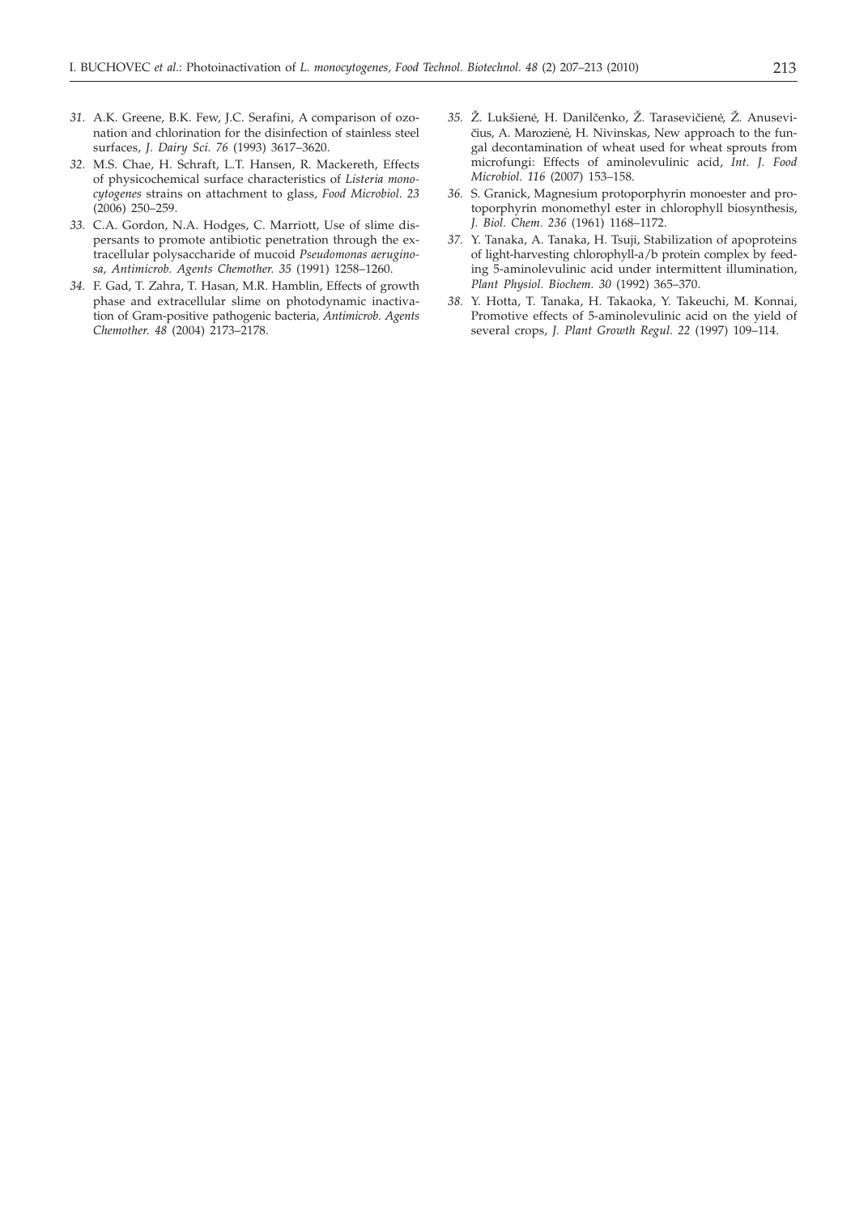*31.* A.K. Greene, B.K. Few, J.C. Serafini, A comparison of ozonation and chlorination for the disinfection of stainless steel surfaces, *J. Dairy Sci. 76* (1993) 3617–3620.

*32.* M.S. Chae, H. Schraft, L.T. Hansen, R. Mackereth, Effects of physicochemical surface characteristics of *Listeria monocytogenes* strains on attachment to glass, *Food Microbiol*. *23* (2006) 250–259.

*33.* C.A. Gordon, N.A. Hodges, C. Marriott, Use of slime dispersants to promote antibiotic penetration through the extracellular polysaccharide of mucoid *Pseudomonas aeruginosa*, *Antimicrob. Agents Chemother. 35* (1991) 1258–1260.

*34.* F. Gad, T. Zahra, T. Hasan, M.R. Hamblin, Effects of growth phase and extracellular slime on photodynamic inactivation of Gram-positive pathogenic bacteria, *Antimicrob. Agents Chemother. 48* (2004) 2173–2178.

*35.* Ž. Lukšienė, H. Danilčenko, Ž. Tarasevičienė, Ž. Anusevičius, A. Marozienė, H. Nivinskas, New approach to the fungal decontamination of wheat used for wheat sprouts from microfungi: Effects of aminolevulinic acid, *Int. J. Food Microbiol. 116* (2007) 153–158.

*36.* S. Granick, Magnesium protoporphyrin monoester and protoporphyrin monomethyl ester in chlorophyll biosynthesis, *J. Biol. Chem. 236* (1961) 1168–1172.

*37.* Y. Tanaka, A. Tanaka, H. Tsuji, Stabilization of apoproteins of light-harvesting chlorophyll-a/b protein complex by feeding 5-aminolevulinic acid under intermittent illumination, *Plant Physiol. Biochem. 30* (1992) 365–370.

*38.* Y. Hotta, T. Tanaka, H. Takaoka, Y. Takeuchi, M. Konnai, Promotive effects of 5-aminolevulinic acid on the yield of several crops, *J. Plant Growth Regul. 22* (1997) 109–114.